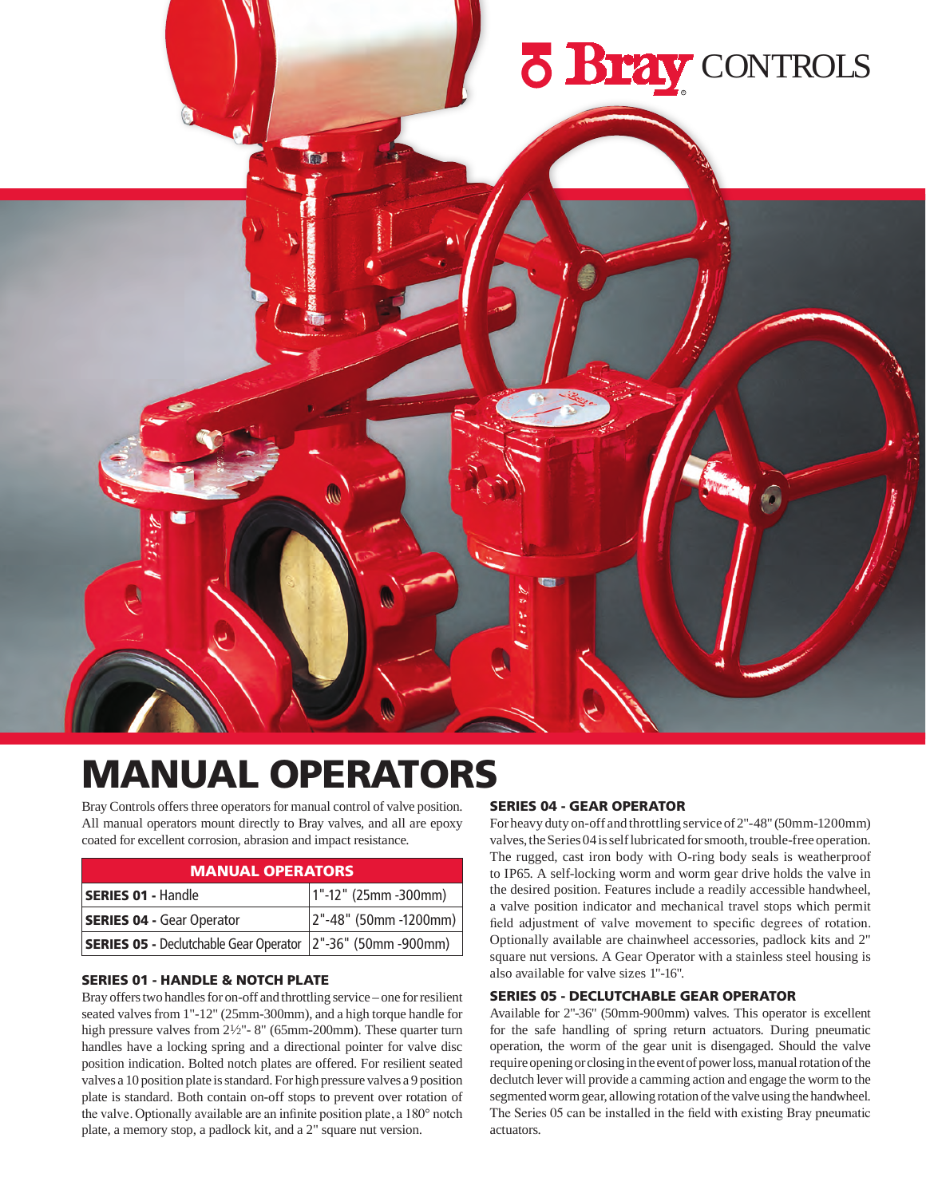# MANUAL OPERATORS

Bray Controls offers three operators for manual control of valve position. All manual operators mount directly to Bray valves, and all are epoxy coated for excellent corrosion, abrasion and impact resistance.

| MANUAL OPERATORS | |
|---|---|
| **SERIES 01 -** Handle | 1"-12" (25mm -300mm) |
| **SERIES 04 -** Gear Operator | 2"-48" (50mm -1200mm) |
| **SERIES 05 -** Declutchable Gear Operator | 2"-36" (50mm -900mm) |

## SERIES 01 - HANDLE & NOTCH PLATE

Bray offers two handles for on-off and throttling service – one for resilient seated valves from 1"-12" (25mm-300mm), and a high torque handle for high pressure valves from 2½"- 8" (65mm-200mm). These quarter turn handles have a locking spring and a directional pointer for valve disc position indication. Bolted notch plates are offered. For resilient seated valves a 10 position plate is standard. For high pressure valves a 9 position plate is standard. Both contain on-off stops to prevent over rotation of the valve. Optionally available are an infinite position plate, a 180° notch plate, a memory stop, a padlock kit, and a 2" square nut version.

## SERIES 04 - GEAR OPERATOR

For heavy duty on-off and throttling service of 2"-48" (50mm-1200mm) valves, the Series 04 is self lubricated for smooth, trouble-free operation. The rugged, cast iron body with O-ring body seals is weatherproof to IP65. A self-locking worm and worm gear drive holds the valve in the desired position. Features include a readily accessible handwheel, a valve position indicator and mechanical travel stops which permit field adjustment of valve movement to specific degrees of rotation. Optionally available are chainwheel accessories, padlock kits and 2" square nut versions. A Gear Operator with a stainless steel housing is also available for valve sizes 1"-16".

## SERIES 05 - DECLUTCHABLE GEAR OPERATOR

Available for 2"-36" (50mm-900mm) valves. This operator is excellent for the safe handling of spring return actuators. During pneumatic operation, the worm of the gear unit is disengaged. Should the valve require opening or closing in the event of power loss, manual rotation of the declutch lever will provide a camming action and engage the worm to the segmented worm gear, allowing rotation of the valve using the handwheel. The Series 05 can be installed in the field with existing Bray pneumatic actuators.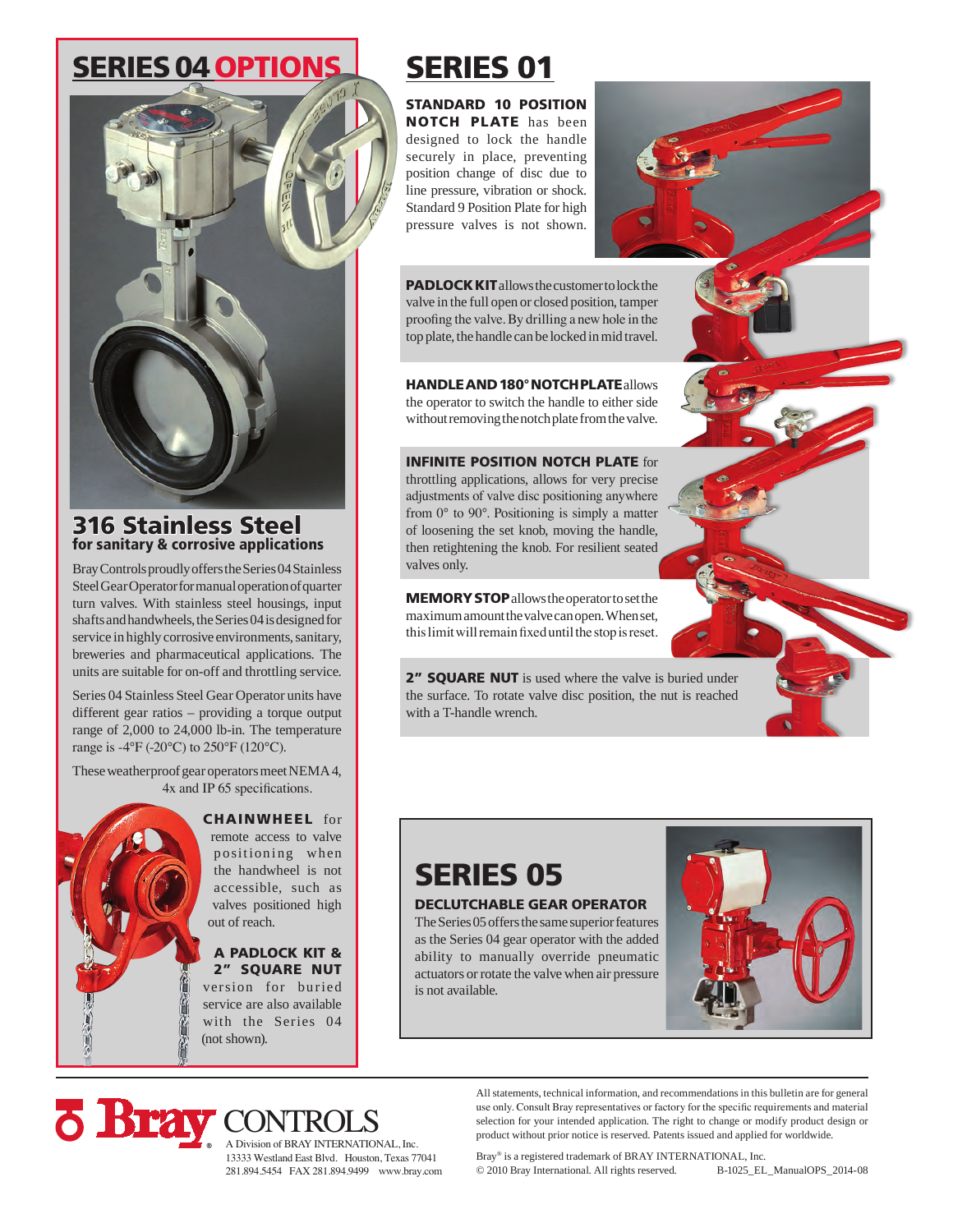## SERIES 04 OPTIONS

### 316 Stainless Steel

**for sanitary & corrosive applications**

Bray Controls proudly offers the Series 04 Stainless Steel Gear Operator for manual operation of quarter turn valves. With stainless steel housings, input shafts and handwheels, the Series 04 is designed for service in highly corrosive environments, sanitary, breweries and pharmaceutical applications. The units are suitable for on-off and throttling service.

Series 04 Stainless Steel Gear Operator units have different gear ratios – providing a torque output range of 2,000 to 24,000 lb-in. The temperature range is -4°F (-20°C) to 250°F (120°C).

These weatherproof gear operators meet NEMA 4, 4x and IP 65 specifications.

**CHAINWHEEL** for remote access to valve positioning when the handwheel is not accessible, such as valves positioned high out of reach.

**A PADLOCK KIT & 2" SQUARE NUT** version for buried service are also available with the Series 04 (not shown).

## SERIES 01

**STANDARD 10 POSITION NOTCH PLATE** has been designed to lock the handle securely in place, preventing position change of disc due to line pressure, vibration or shock. Standard 9 Position Plate for high pressure valves is not shown.

**PADLOCK KIT** allows the customer to lock the valve in the full open or closed position, tamper proofing the valve. By drilling a new hole in the top plate, the handle can be locked in mid travel.

**HANDLE AND 180° NOTCH PLATE** allows the operator to switch the handle to either side without removing the notch plate from the valve.

**INFINITE POSITION NOTCH PLATE** for throttling applications, allows for very precise adjustments of valve disc positioning anywhere from 0° to 90°. Positioning is simply a matter of loosening the set knob, moving the handle, then retightening the knob. For resilient seated valves only.

**MEMORY STOP** allows the operator to set the maximum amount the valve can open. When set, this limit will remain fixed until the stop is reset.

**2" SQUARE NUT** is used where the valve is buried under the surface. To rotate valve disc position, the nut is reached with a T-handle wrench.

## SERIES 05

**DECLUTCHABLE GEAR OPERATOR**

The Series 05 offers the same superior features as the Series 04 gear operator with the added ability to manually override pneumatic actuators or rotate the valve when air pressure is not available.

---

Bray CONTROLS
A Division of BRAY INTERNATIONAL, Inc.
13333 Westland East Blvd. Houston, Texas 77041
281.894.5454 FAX 281.894.9499 www.bray.com

All statements, technical information, and recommendations in this bulletin are for general use only. Consult Bray representatives or factory for the specific requirements and material selection for your intended application. The right to change or modify product design or product without prior notice is reserved. Patents issued and applied for worldwide.

Bray® is a registered trademark of BRAY INTERNATIONAL, Inc.
© 2010 Bray International. All rights reserved. B-1025_EL_ManualOPS_2014-08